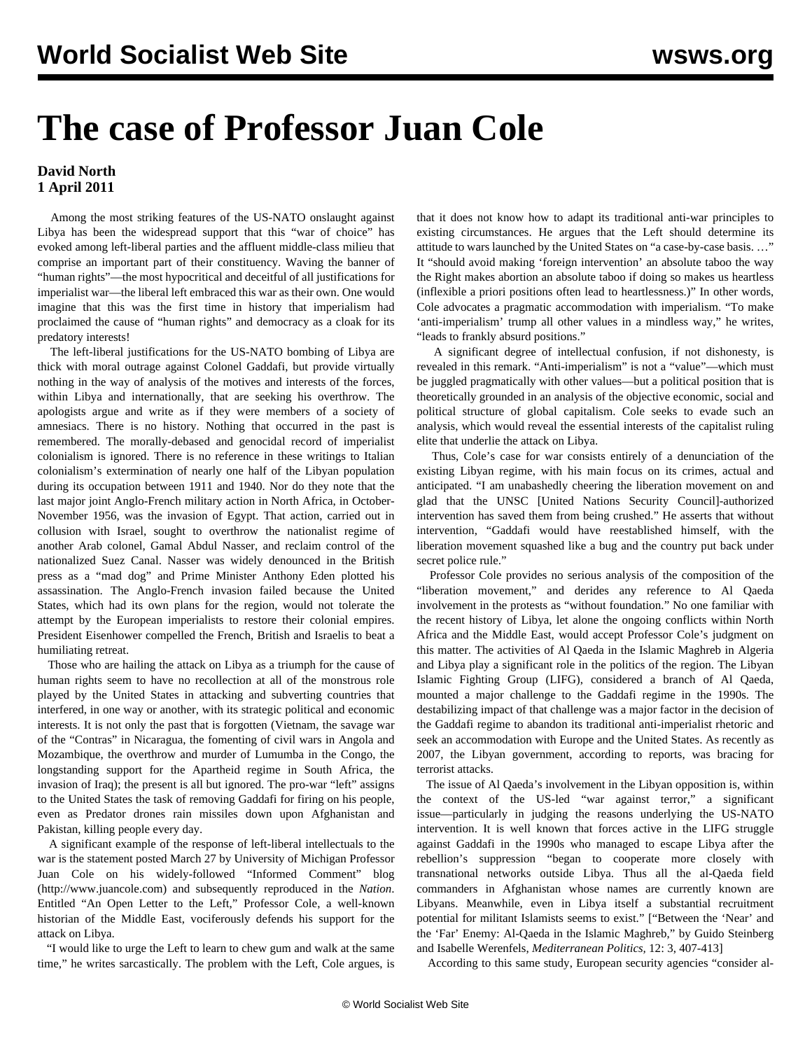# The case of Professor Juan Cole

**David North**
**1 April 2011**

Among the most striking features of the US-NATO onslaught against Libya has been the widespread support that this "war of choice" has evoked among left-liberal parties and the affluent middle-class milieu that comprise an important part of their constituency. Waving the banner of "human rights"—the most hypocritical and deceitful of all justifications for imperialist war—the liberal left embraced this war as their own. One would imagine that this was the first time in history that imperialism had proclaimed the cause of "human rights" and democracy as a cloak for its predatory interests!

The left-liberal justifications for the US-NATO bombing of Libya are thick with moral outrage against Colonel Gaddafi, but provide virtually nothing in the way of analysis of the motives and interests of the forces, within Libya and internationally, that are seeking his overthrow. The apologists argue and write as if they were members of a society of amnesiacs. There is no history. Nothing that occurred in the past is remembered. The morally-debased and genocidal record of imperialist colonialism is ignored. There is no reference in these writings to Italian colonialism's extermination of nearly one half of the Libyan population during its occupation between 1911 and 1940. Nor do they note that the last major joint Anglo-French military action in North Africa, in October-November 1956, was the invasion of Egypt. That action, carried out in collusion with Israel, sought to overthrow the nationalist regime of another Arab colonel, Gamal Abdul Nasser, and reclaim control of the nationalized Suez Canal. Nasser was widely denounced in the British press as a "mad dog" and Prime Minister Anthony Eden plotted his assassination. The Anglo-French invasion failed because the United States, which had its own plans for the region, would not tolerate the attempt by the European imperialists to restore their colonial empires. President Eisenhower compelled the French, British and Israelis to beat a humiliating retreat.

Those who are hailing the attack on Libya as a triumph for the cause of human rights seem to have no recollection at all of the monstrous role played by the United States in attacking and subverting countries that interfered, in one way or another, with its strategic political and economic interests. It is not only the past that is forgotten (Vietnam, the savage war of the "Contras" in Nicaragua, the fomenting of civil wars in Angola and Mozambique, the overthrow and murder of Lumumba in the Congo, the longstanding support for the Apartheid regime in South Africa, the invasion of Iraq); the present is all but ignored. The pro-war "left" assigns to the United States the task of removing Gaddafi for firing on his people, even as Predator drones rain missiles down upon Afghanistan and Pakistan, killing people every day.

A significant example of the response of left-liberal intellectuals to the war is the statement posted March 27 by University of Michigan Professor Juan Cole on his widely-followed "Informed Comment" blog (http://www.juancole.com) and subsequently reproduced in the *Nation*. Entitled "An Open Letter to the Left," Professor Cole, a well-known historian of the Middle East, vociferously defends his support for the attack on Libya.

"I would like to urge the Left to learn to chew gum and walk at the same time," he writes sarcastically. The problem with the Left, Cole argues, is that it does not know how to adapt its traditional anti-war principles to existing circumstances. He argues that the Left should determine its attitude to wars launched by the United States on "a case-by-case basis. …" It "should avoid making 'foreign intervention' an absolute taboo the way the Right makes abortion an absolute taboo if doing so makes us heartless (inflexible a priori positions often lead to heartlessness.)" In other words, Cole advocates a pragmatic accommodation with imperialism. "To make 'anti-imperialism' trump all other values in a mindless way," he writes, "leads to frankly absurd positions."

A significant degree of intellectual confusion, if not dishonesty, is revealed in this remark. "Anti-imperialism" is not a "value"—which must be juggled pragmatically with other values—but a political position that is theoretically grounded in an analysis of the objective economic, social and political structure of global capitalism. Cole seeks to evade such an analysis, which would reveal the essential interests of the capitalist ruling elite that underlie the attack on Libya.

Thus, Cole's case for war consists entirely of a denunciation of the existing Libyan regime, with his main focus on its crimes, actual and anticipated. "I am unabashedly cheering the liberation movement on and glad that the UNSC [United Nations Security Council]-authorized intervention has saved them from being crushed." He asserts that without intervention, "Gaddafi would have reestablished himself, with the liberation movement squashed like a bug and the country put back under secret police rule."

Professor Cole provides no serious analysis of the composition of the "liberation movement," and derides any reference to Al Qaeda involvement in the protests as "without foundation." No one familiar with the recent history of Libya, let alone the ongoing conflicts within North Africa and the Middle East, would accept Professor Cole's judgment on this matter. The activities of Al Qaeda in the Islamic Maghreb in Algeria and Libya play a significant role in the politics of the region. The Libyan Islamic Fighting Group (LIFG), considered a branch of Al Qaeda, mounted a major challenge to the Gaddafi regime in the 1990s. The destabilizing impact of that challenge was a major factor in the decision of the Gaddafi regime to abandon its traditional anti-imperialist rhetoric and seek an accommodation with Europe and the United States. As recently as 2007, the Libyan government, according to reports, was bracing for terrorist attacks.

The issue of Al Qaeda's involvement in the Libyan opposition is, within the context of the US-led "war against terror," a significant issue—particularly in judging the reasons underlying the US-NATO intervention. It is well known that forces active in the LIFG struggle against Gaddafi in the 1990s who managed to escape Libya after the rebellion's suppression "began to cooperate more closely with transnational networks outside Libya. Thus all the al-Qaeda field commanders in Afghanistan whose names are currently known are Libyans. Meanwhile, even in Libya itself a substantial recruitment potential for militant Islamists seems to exist." ["Between the 'Near' and the 'Far' Enemy: Al-Qaeda in the Islamic Maghreb," by Guido Steinberg and Isabelle Werenfels, *Mediterranean Politics*, 12: 3, 407-413]

According to this same study, European security agencies "consider al-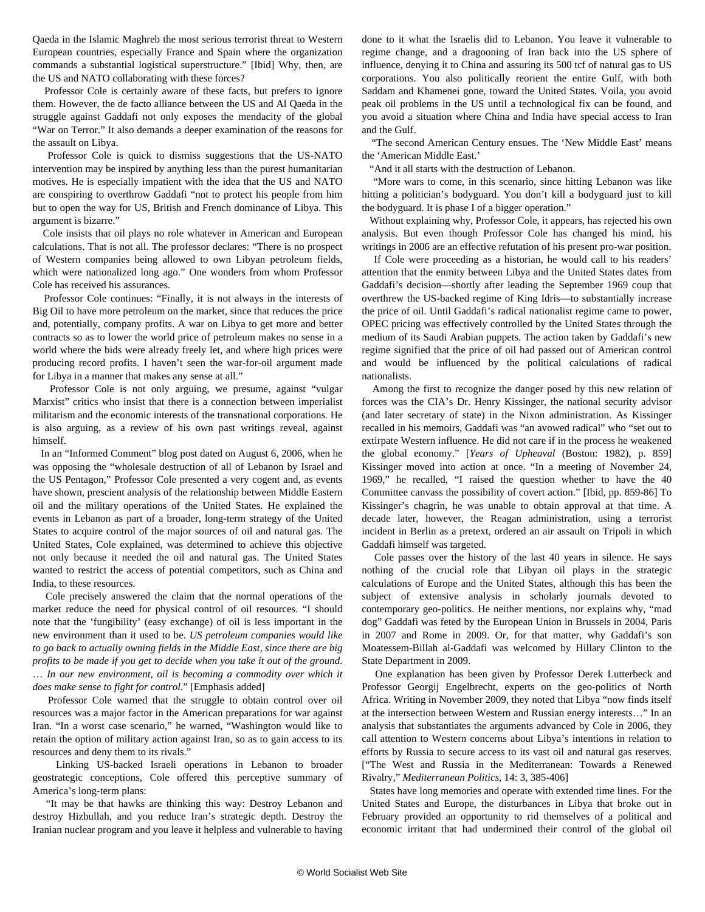Qaeda in the Islamic Maghreb the most serious terrorist threat to Western European countries, especially France and Spain where the organization commands a substantial logistical superstructure." [Ibid] Why, then, are the US and NATO collaborating with these forces?

Professor Cole is certainly aware of these facts, but prefers to ignore them. However, the de facto alliance between the US and Al Qaeda in the struggle against Gaddafi not only exposes the mendacity of the global "War on Terror." It also demands a deeper examination of the reasons for the assault on Libya.

Professor Cole is quick to dismiss suggestions that the US-NATO intervention may be inspired by anything less than the purest humanitarian motives. He is especially impatient with the idea that the US and NATO are conspiring to overthrow Gaddafi "not to protect his people from him but to open the way for US, British and French dominance of Libya. This argument is bizarre."

Cole insists that oil plays no role whatever in American and European calculations. That is not all. The professor declares: "There is no prospect of Western companies being allowed to own Libyan petroleum fields, which were nationalized long ago." One wonders from whom Professor Cole has received his assurances.

Professor Cole continues: "Finally, it is not always in the interests of Big Oil to have more petroleum on the market, since that reduces the price and, potentially, company profits. A war on Libya to get more and better contracts so as to lower the world price of petroleum makes no sense in a world where the bids were already freely let, and where high prices were producing record profits. I haven't seen the war-for-oil argument made for Libya in a manner that makes any sense at all."

Professor Cole is not only arguing, we presume, against "vulgar Marxist" critics who insist that there is a connection between imperialist militarism and the economic interests of the transnational corporations. He is also arguing, as a review of his own past writings reveal, against himself.

In an "Informed Comment" blog post dated on August 6, 2006, when he was opposing the "wholesale destruction of all of Lebanon by Israel and the US Pentagon," Professor Cole presented a very cogent and, as events have shown, prescient analysis of the relationship between Middle Eastern oil and the military operations of the United States. He explained the events in Lebanon as part of a broader, long-term strategy of the United States to acquire control of the major sources of oil and natural gas. The United States, Cole explained, was determined to achieve this objective not only because it needed the oil and natural gas. The United States wanted to restrict the access of potential competitors, such as China and India, to these resources.

Cole precisely answered the claim that the normal operations of the market reduce the need for physical control of oil resources. "I should note that the 'fungibility' (easy exchange) of oil is less important in the new environment than it used to be. *US petroleum companies would like to go back to actually owning fields in the Middle East, since there are big profits to be made if you get to decide when you take it out of the ground.* … *In our new environment, oil is becoming a commodity over which it does make sense to fight for control.*" [Emphasis added]

Professor Cole warned that the struggle to obtain control over oil resources was a major factor in the American preparations for war against Iran. "In a worst case scenario," he warned, "Washington would like to retain the option of military action against Iran, so as to gain access to its resources and deny them to its rivals."

Linking US-backed Israeli operations in Lebanon to broader geostrategic conceptions, Cole offered this perceptive summary of America's long-term plans:

"It may be that hawks are thinking this way: Destroy Lebanon and destroy Hizbullah, and you reduce Iran's strategic depth. Destroy the Iranian nuclear program and you leave it helpless and vulnerable to having done to it what the Israelis did to Lebanon. You leave it vulnerable to regime change, and a dragooning of Iran back into the US sphere of influence, denying it to China and assuring its 500 tcf of natural gas to US corporations. You also politically reorient the entire Gulf, with both Saddam and Khamenei gone, toward the United States. Voila, you avoid peak oil problems in the US until a technological fix can be found, and you avoid a situation where China and India have special access to Iran and the Gulf.

"The second American Century ensues. The 'New Middle East' means the 'American Middle East.'

"And it all starts with the destruction of Lebanon.

"More wars to come, in this scenario, since hitting Lebanon was like hitting a politician's bodyguard. You don't kill a bodyguard just to kill the bodyguard. It is phase I of a bigger operation."

Without explaining why, Professor Cole, it appears, has rejected his own analysis. But even though Professor Cole has changed his mind, his writings in 2006 are an effective refutation of his present pro-war position.

If Cole were proceeding as a historian, he would call to his readers' attention that the enmity between Libya and the United States dates from Gaddafi's decision—shortly after leading the September 1969 coup that overthrew the US-backed regime of King Idris—to substantially increase the price of oil. Until Gaddafi's radical nationalist regime came to power, OPEC pricing was effectively controlled by the United States through the medium of its Saudi Arabian puppets. The action taken by Gaddafi's new regime signified that the price of oil had passed out of American control and would be influenced by the political calculations of radical nationalists.

Among the first to recognize the danger posed by this new relation of forces was the CIA's Dr. Henry Kissinger, the national security advisor (and later secretary of state) in the Nixon administration. As Kissinger recalled in his memoirs, Gaddafi was "an avowed radical" who "set out to extirpate Western influence. He did not care if in the process he weakened the global economy." [*Years of Upheaval* (Boston: 1982), p. 859] Kissinger moved into action at once. "In a meeting of November 24, 1969," he recalled, "I raised the question whether to have the 40 Committee canvass the possibility of covert action." [Ibid, pp. 859-86] To Kissinger's chagrin, he was unable to obtain approval at that time. A decade later, however, the Reagan administration, using a terrorist incident in Berlin as a pretext, ordered an air assault on Tripoli in which Gaddafi himself was targeted.

Cole passes over the history of the last 40 years in silence. He says nothing of the crucial role that Libyan oil plays in the strategic calculations of Europe and the United States, although this has been the subject of extensive analysis in scholarly journals devoted to contemporary geo-politics. He neither mentions, nor explains why, "mad dog" Gaddafi was feted by the European Union in Brussels in 2004, Paris in 2007 and Rome in 2009. Or, for that matter, why Gaddafi's son Moatessem-Billah al-Gaddafi was welcomed by Hillary Clinton to the State Department in 2009.

One explanation has been given by Professor Derek Lutterbeck and Professor Georgij Engelbrecht, experts on the geo-politics of North Africa. Writing in November 2009, they noted that Libya "now finds itself at the intersection between Western and Russian energy interests…" In an analysis that substantiates the arguments advanced by Cole in 2006, they call attention to Western concerns about Libya's intentions in relation to efforts by Russia to secure access to its vast oil and natural gas reserves. ["The West and Russia in the Mediterranean: Towards a Renewed Rivalry," *Mediterranean Politics*, 14: 3, 385-406]

States have long memories and operate with extended time lines. For the United States and Europe, the disturbances in Libya that broke out in February provided an opportunity to rid themselves of a political and economic irritant that had undermined their control of the global oil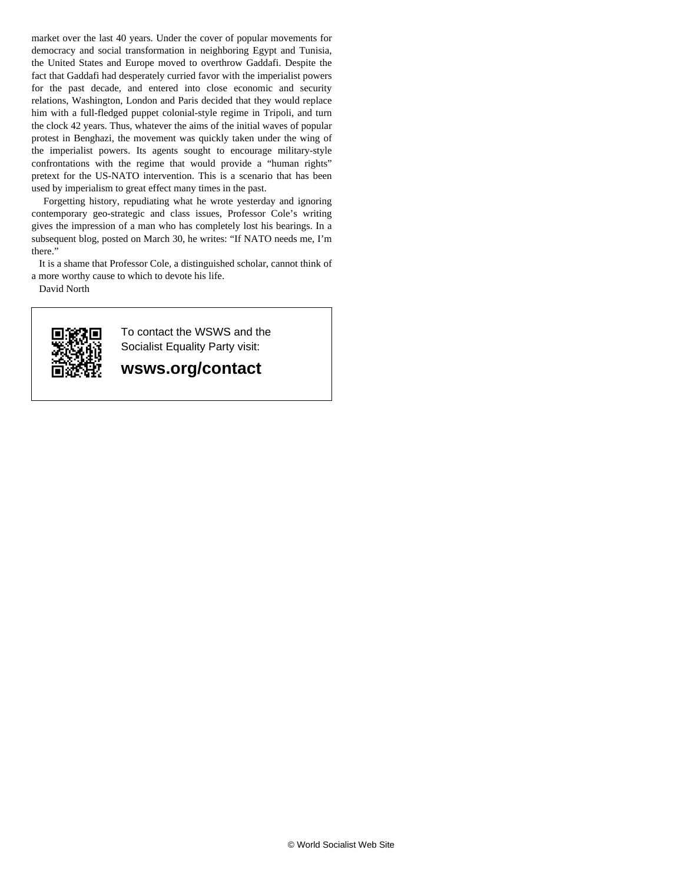market over the last 40 years. Under the cover of popular movements for democracy and social transformation in neighboring Egypt and Tunisia, the United States and Europe moved to overthrow Gaddafi. Despite the fact that Gaddafi had desperately curried favor with the imperialist powers for the past decade, and entered into close economic and security relations, Washington, London and Paris decided that they would replace him with a full-fledged puppet colonial-style regime in Tripoli, and turn the clock 42 years. Thus, whatever the aims of the initial waves of popular protest in Benghazi, the movement was quickly taken under the wing of the imperialist powers. Its agents sought to encourage military-style confrontations with the regime that would provide a "human rights" pretext for the US-NATO intervention. This is a scenario that has been used by imperialism to great effect many times in the past.

Forgetting history, repudiating what he wrote yesterday and ignoring contemporary geo-strategic and class issues, Professor Cole's writing gives the impression of a man who has completely lost his bearings. In a subsequent blog, posted on March 30, he writes: "If NATO needs me, I'm there."

It is a shame that Professor Cole, a distinguished scholar, cannot think of a more worthy cause to which to devote his life.

David North

To contact the WSWS and the Socialist Equality Party visit:

**wsws.org/contact**